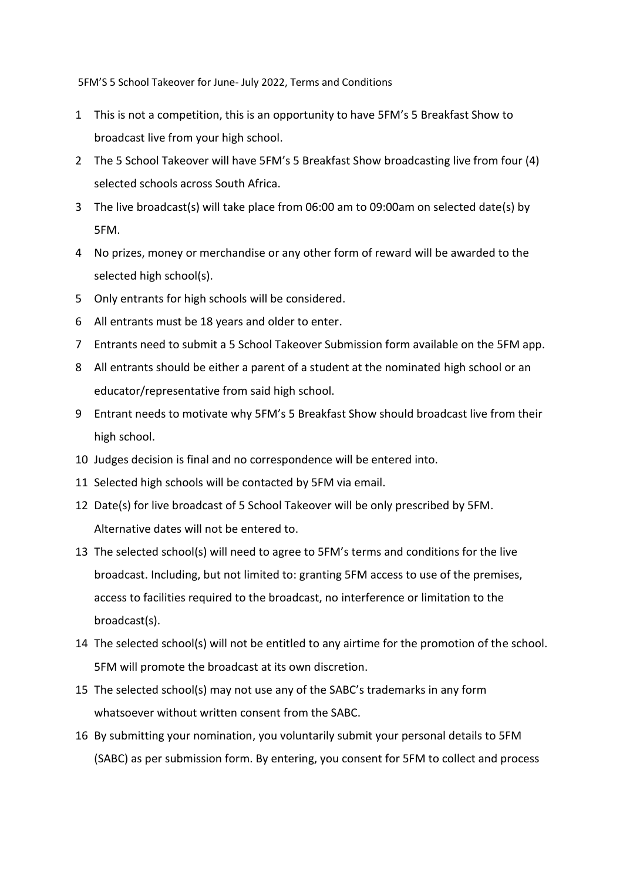5FM'S 5 School Takeover for June- July 2022, Terms and Conditions

1. This is not a competition, this is an opportunity to have 5FM's 5 Breakfast Show to broadcast live from your high school.
2. The 5 School Takeover will have 5FM's 5 Breakfast Show broadcasting live from four (4) selected schools across South Africa.
3. The live broadcast(s) will take place from 06:00 am to 09:00am on selected date(s) by 5FM.
4. No prizes, money or merchandise or any other form of reward will be awarded to the selected high school(s).
5. Only entrants for high schools will be considered.
6. All entrants must be 18 years and older to enter.
7. Entrants need to submit a 5 School Takeover Submission form available on the 5FM app.
8. All entrants should be either a parent of a student at the nominated high school or an educator/representative from said high school.
9. Entrant needs to motivate why 5FM's 5 Breakfast Show should broadcast live from their high school.
10. Judges decision is final and no correspondence will be entered into.
11. Selected high schools will be contacted by 5FM via email.
12. Date(s) for live broadcast of 5 School Takeover will be only prescribed by 5FM. Alternative dates will not be entered to.
13. The selected school(s) will need to agree to 5FM's terms and conditions for the live broadcast. Including, but not limited to: granting 5FM access to use of the premises, access to facilities required to the broadcast, no interference or limitation to the broadcast(s).
14. The selected school(s) will not be entitled to any airtime for the promotion of the school. 5FM will promote the broadcast at its own discretion.
15. The selected school(s) may not use any of the SABC's trademarks in any form whatsoever without written consent from the SABC.
16. By submitting your nomination, you voluntarily submit your personal details to 5FM (SABC) as per submission form. By entering, you consent for 5FM to collect and process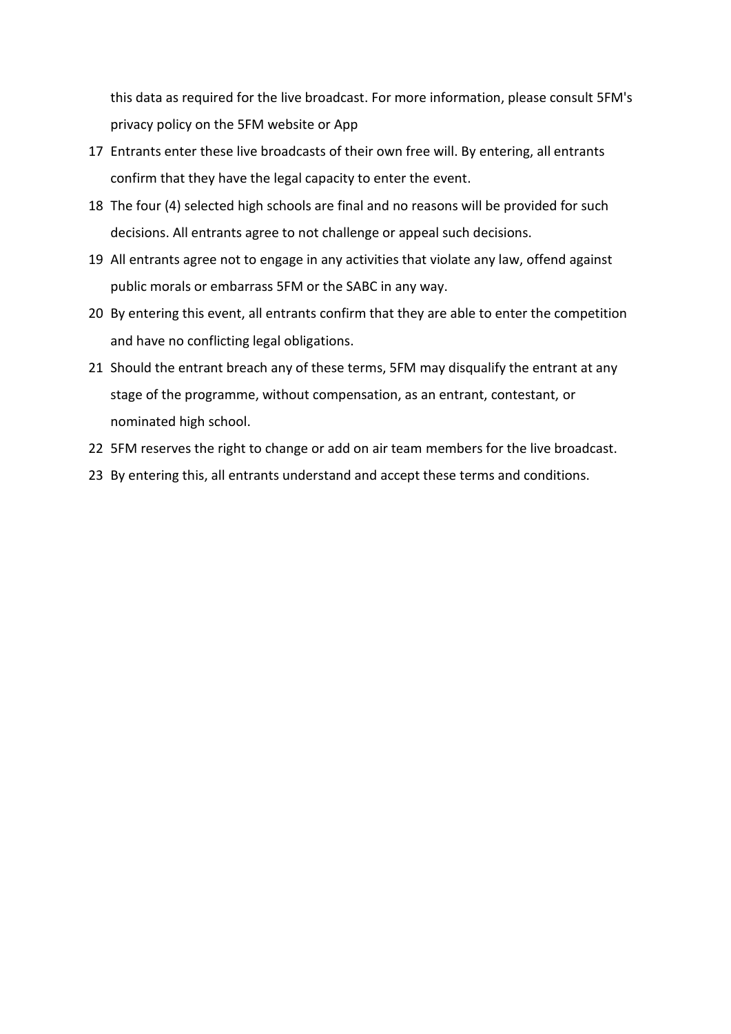this data as required for the live broadcast. For more information, please consult 5FM's privacy policy on the 5FM website or App

17 Entrants enter these live broadcasts of their own free will. By entering, all entrants confirm that they have the legal capacity to enter the event.

18 The four (4) selected high schools are final and no reasons will be provided for such decisions. All entrants agree to not challenge or appeal such decisions.

19 All entrants agree not to engage in any activities that violate any law, offend against public morals or embarrass 5FM or the SABC in any way.

20 By entering this event, all entrants confirm that they are able to enter the competition and have no conflicting legal obligations.

21 Should the entrant breach any of these terms, 5FM may disqualify the entrant at any stage of the programme, without compensation, as an entrant, contestant, or nominated high school.

22 5FM reserves the right to change or add on air team members for the live broadcast.

23 By entering this, all entrants understand and accept these terms and conditions.